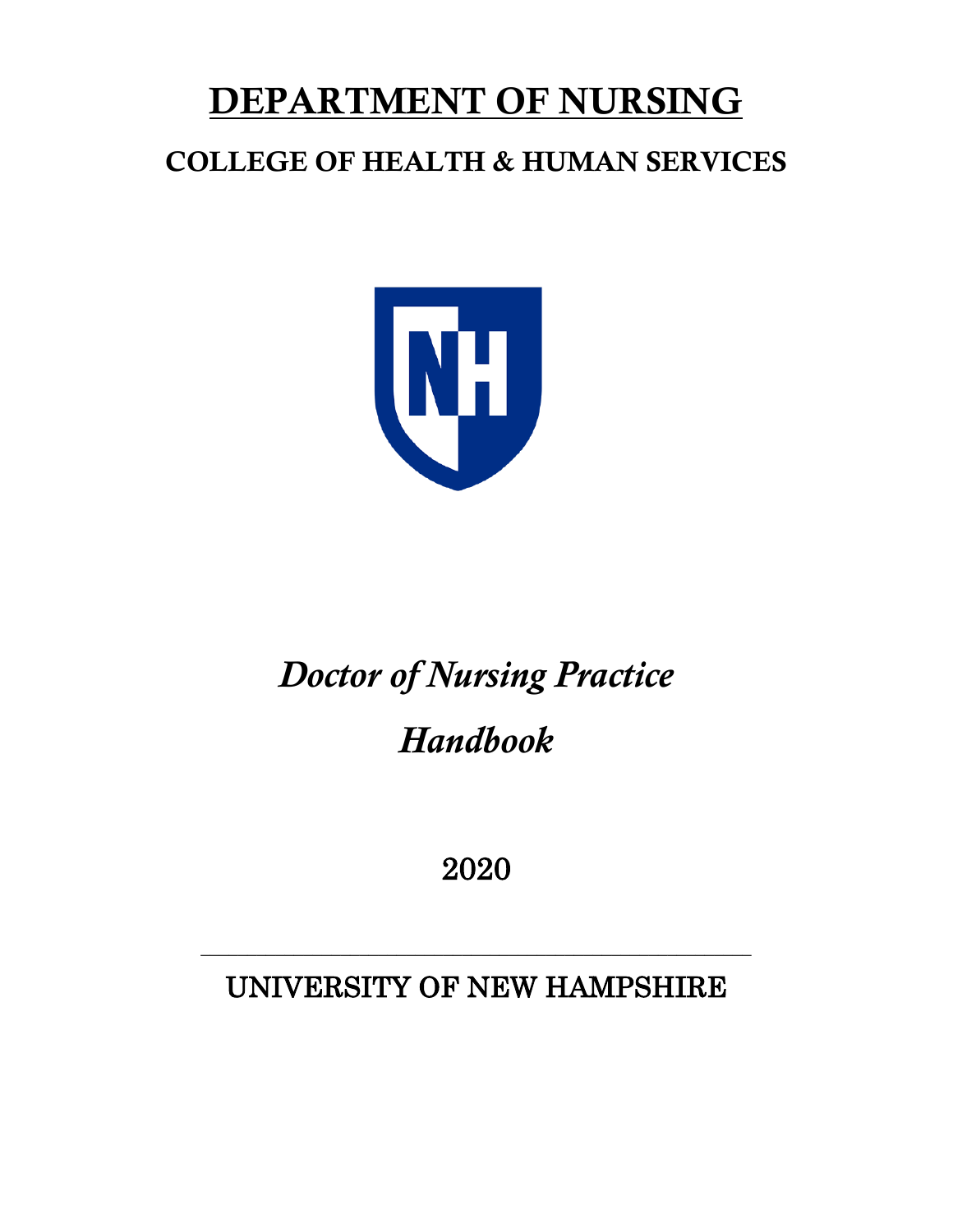# DEPARTMENT OF NURSING

## COLLEGE OF HEALTH & HUMAN SERVICES

*Doctor of Nursing Practice*

*Handbook*

2020

UNIVERSITY OF NEW HAMPSHIRE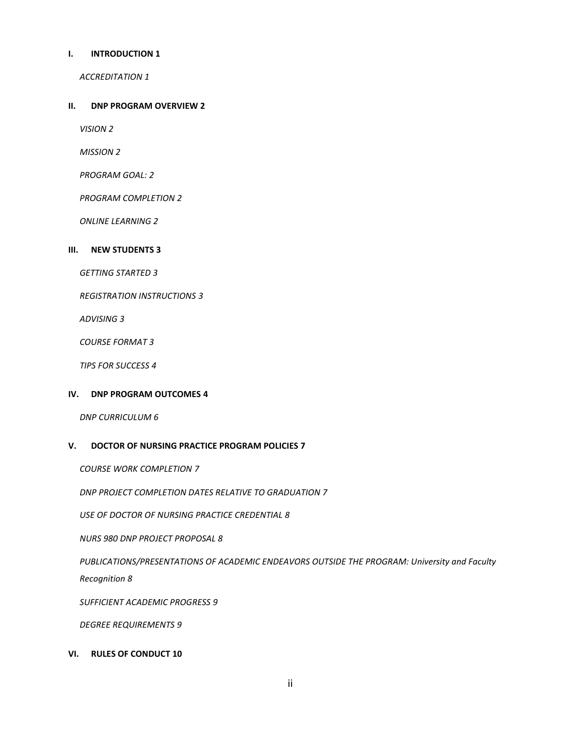**I. INTRODUCTION 1**

*ACCREDITATION 1*

**II. DNP PROGRAM OVERVIEW 2**

*VISION 2*

*MISSION 2*

*PROGRAM GOAL: 2*

*PROGRAM COMPLETION 2*

*ONLINE LEARNING 2*

**III. NEW STUDENTS 3**

*GETTING STARTED 3*

*REGISTRATION INSTRUCTIONS 3*

*ADVISING 3*

*COURSE FORMAT 3*

*TIPS FOR SUCCESS 4*

**IV. DNP PROGRAM OUTCOMES 4**

*DNP CURRICULUM 6*

**V. DOCTOR OF NURSING PRACTICE PROGRAM POLICIES 7**

*COURSE WORK COMPLETION 7*

*DNP PROJECT COMPLETION DATES RELATIVE TO GRADUATION 7*

*USE OF DOCTOR OF NURSING PRACTICE CREDENTIAL 8*

*NURS 980 DNP PROJECT PROPOSAL 8*

*PUBLICATIONS/PRESENTATIONS OF ACADEMIC ENDEAVORS OUTSIDE THE PROGRAM: University and Faculty Recognition 8*

*SUFFICIENT ACADEMIC PROGRESS 9*

*DEGREE REQUIREMENTS 9*

**VI. RULES OF CONDUCT 10**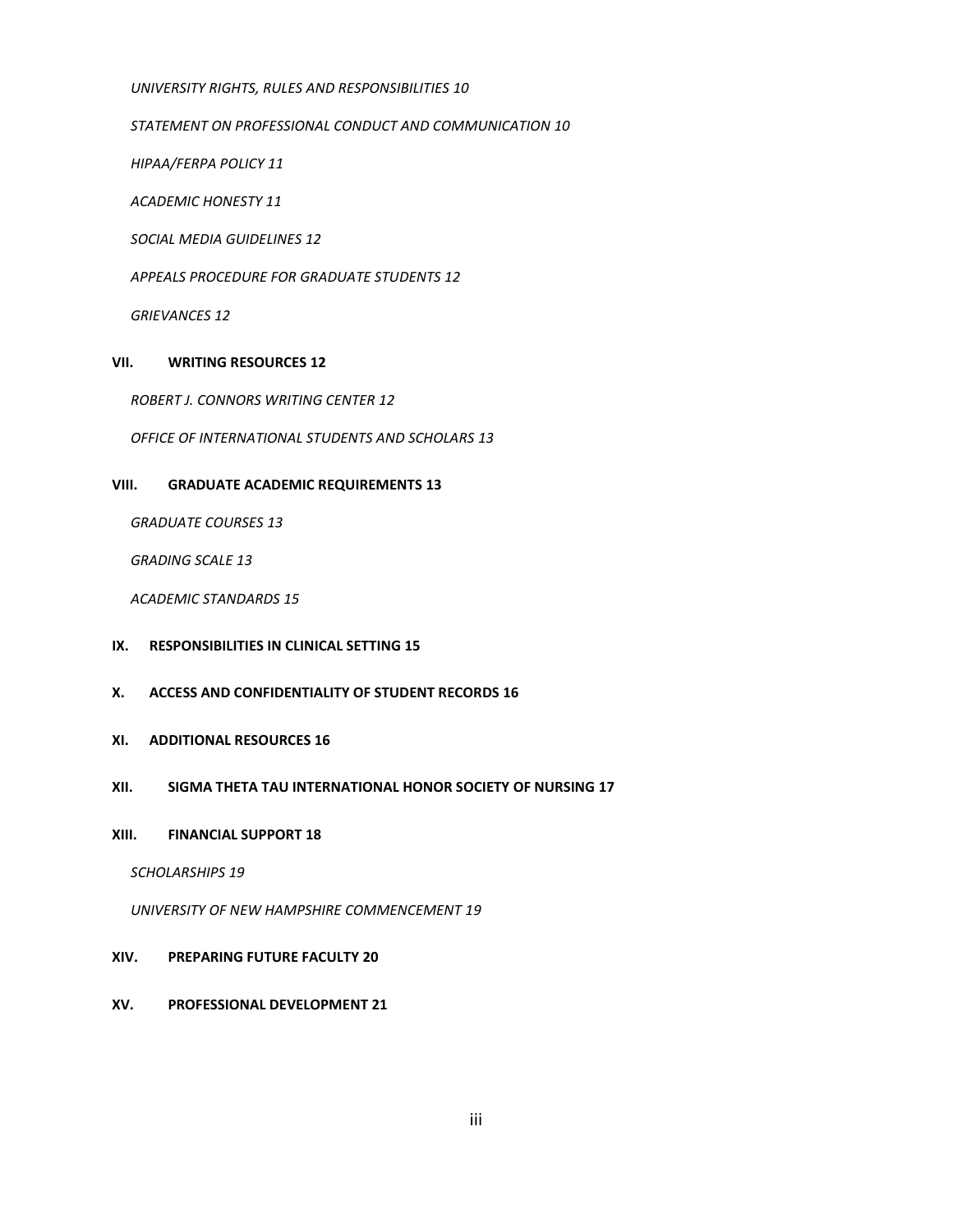*UNIVERSITY RIGHTS, RULES AND RESPONSIBILITIES 10*

*STATEMENT ON PROFESSIONAL CONDUCT AND COMMUNICATION 10*

*HIPAA/FERPA POLICY 11*

*ACADEMIC HONESTY 11*

*SOCIAL MEDIA GUIDELINES 12*

*APPEALS PROCEDURE FOR GRADUATE STUDENTS 12*

*GRIEVANCES 12*

**VII. WRITING RESOURCES 12**

*ROBERT J. CONNORS WRITING CENTER 12*

*OFFICE OF INTERNATIONAL STUDENTS AND SCHOLARS 13*

**VIII. GRADUATE ACADEMIC REQUIREMENTS 13**

*GRADUATE COURSES 13*

*GRADING SCALE 13*

*ACADEMIC STANDARDS 15*

**IX. RESPONSIBILITIES IN CLINICAL SETTING 15**

**X. ACCESS AND CONFIDENTIALITY OF STUDENT RECORDS 16**

**XI. ADDITIONAL RESOURCES 16**

**XII. SIGMA THETA TAU INTERNATIONAL HONOR SOCIETY OF NURSING 17**

**XIII. FINANCIAL SUPPORT 18**

*SCHOLARSHIPS 19*

*UNIVERSITY OF NEW HAMPSHIRE COMMENCEMENT 19*

**XIV. PREPARING FUTURE FACULTY 20**

**XV. PROFESSIONAL DEVELOPMENT 21**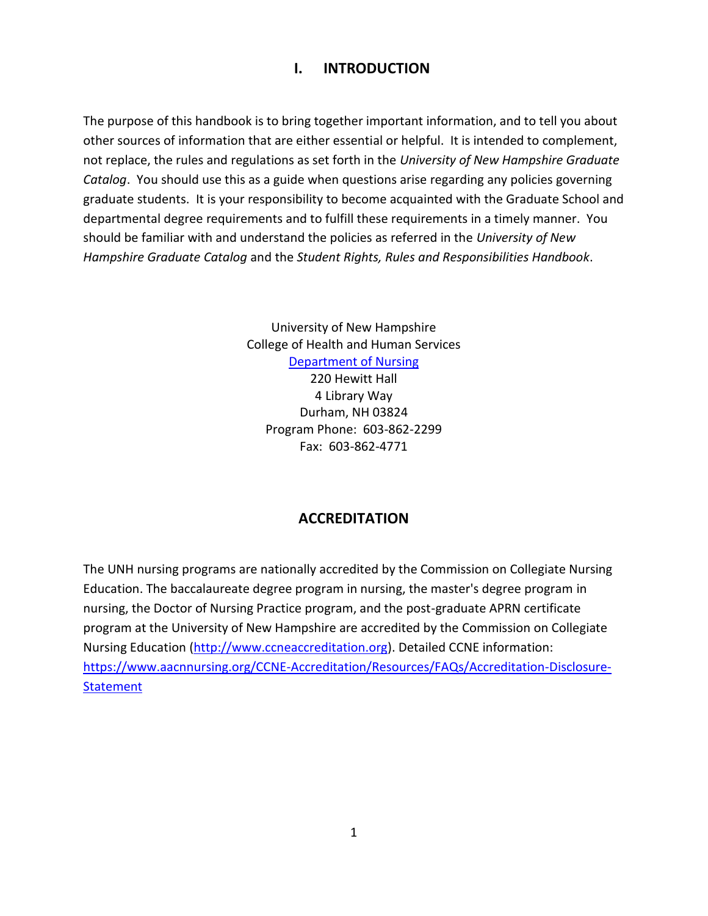# I. INTRODUCTION

The purpose of this handbook is to bring together important information, and to tell you about other sources of information that are either essential or helpful. It is intended to complement, not replace, the rules and regulations as set forth in the *University of New Hampshire Graduate Catalog*. You should use this as a guide when questions arise regarding any policies governing graduate students. It is your responsibility to become acquainted with the Graduate School and departmental degree requirements and to fulfill these requirements in a timely manner. You should be familiar with and understand the policies as referred in the *University of New Hampshire Graduate Catalog* and the *Student Rights, Rules and Responsibilities Handbook*.

University of New Hampshire
College of Health and Human Services
Department of Nursing
220 Hewitt Hall
4 Library Way
Durham, NH 03824
Program Phone: 603-862-2299
Fax: 603-862-4771

## ACCREDITATION

The UNH nursing programs are nationally accredited by the Commission on Collegiate Nursing Education. The baccalaureate degree program in nursing, the master's degree program in nursing, the Doctor of Nursing Practice program, and the post-graduate APRN certificate program at the University of New Hampshire are accredited by the Commission on Collegiate Nursing Education (http://www.ccneaccreditation.org). Detailed CCNE information: https://www.aacnnursing.org/CCNE-Accreditation/Resources/FAQs/Accreditation-Disclosure-Statement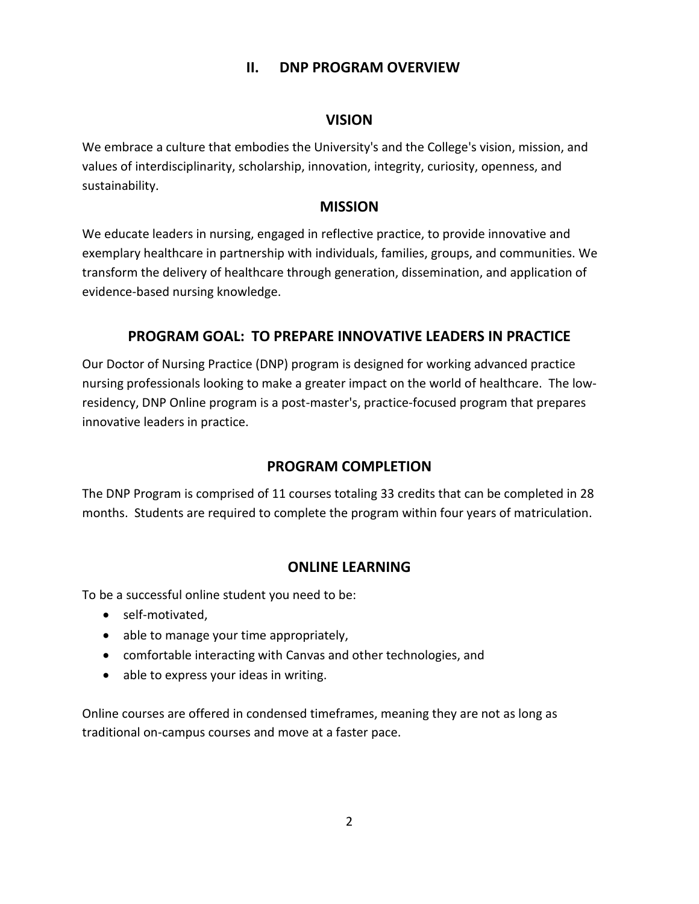# II. DNP PROGRAM OVERVIEW

## VISION

We embrace a culture that embodies the University's and the College's vision, mission, and values of interdisciplinarity, scholarship, innovation, integrity, curiosity, openness, and sustainability.

## MISSION

We educate leaders in nursing, engaged in reflective practice, to provide innovative and exemplary healthcare in partnership with individuals, families, groups, and communities. We transform the delivery of healthcare through generation, dissemination, and application of evidence-based nursing knowledge.

## PROGRAM GOAL: TO PREPARE INNOVATIVE LEADERS IN PRACTICE

Our Doctor of Nursing Practice (DNP) program is designed for working advanced practice nursing professionals looking to make a greater impact on the world of healthcare. The low-residency, DNP Online program is a post-master's, practice-focused program that prepares innovative leaders in practice.

## PROGRAM COMPLETION

The DNP Program is comprised of 11 courses totaling 33 credits that can be completed in 28 months. Students are required to complete the program within four years of matriculation.

## ONLINE LEARNING

To be a successful online student you need to be:

- self-motivated,
- able to manage your time appropriately,
- comfortable interacting with Canvas and other technologies, and
- able to express your ideas in writing.

Online courses are offered in condensed timeframes, meaning they are not as long as traditional on-campus courses and move at a faster pace.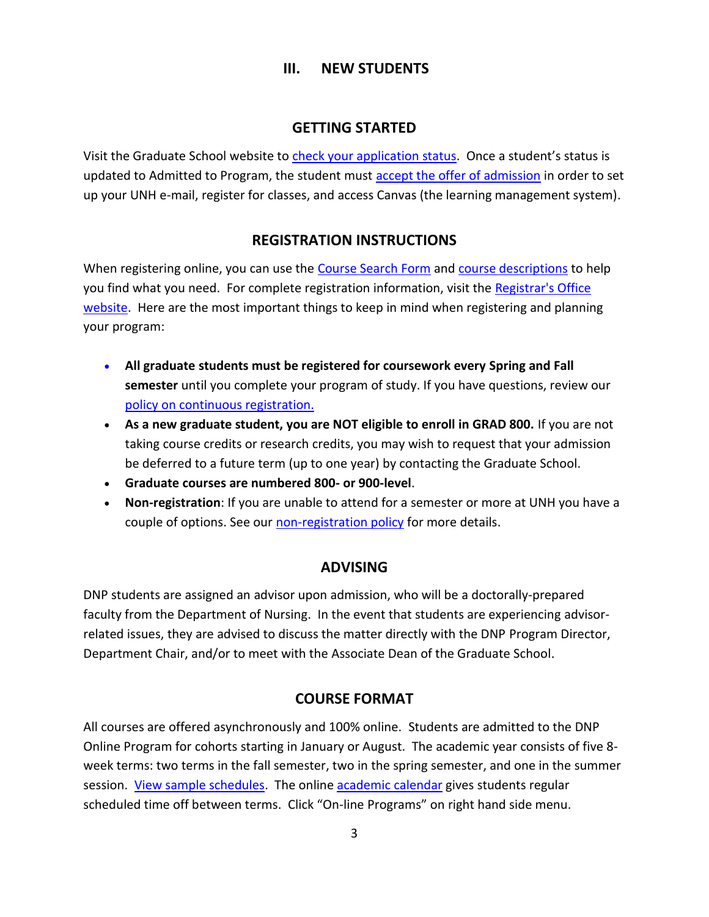# III. NEW STUDENTS

## GETTING STARTED

Visit the Graduate School website to check your application status. Once a student's status is updated to Admitted to Program, the student must accept the offer of admission in order to set up your UNH e-mail, register for classes, and access Canvas (the learning management system).

## REGISTRATION INSTRUCTIONS

When registering online, you can use the Course Search Form and course descriptions to help you find what you need. For complete registration information, visit the Registrar's Office website. Here are the most important things to keep in mind when registering and planning your program:

- **All graduate students must be registered for coursework every Spring and Fall semester** until you complete your program of study. If you have questions, review our policy on continuous registration.
- **As a new graduate student, you are NOT eligible to enroll in GRAD 800.** If you are not taking course credits or research credits, you may wish to request that your admission be deferred to a future term (up to one year) by contacting the Graduate School.
- **Graduate courses are numbered 800- or 900-level**.
- **Non-registration**: If you are unable to attend for a semester or more at UNH you have a couple of options. See our non-registration policy for more details.

## ADVISING

DNP students are assigned an advisor upon admission, who will be a doctorally-prepared faculty from the Department of Nursing. In the event that students are experiencing advisor-related issues, they are advised to discuss the matter directly with the DNP Program Director, Department Chair, and/or to meet with the Associate Dean of the Graduate School.

## COURSE FORMAT

All courses are offered asynchronously and 100% online. Students are admitted to the DNP Online Program for cohorts starting in January or August. The academic year consists of five 8-week terms: two terms in the fall semester, two in the spring semester, and one in the summer session. View sample schedules. The online academic calendar gives students regular scheduled time off between terms. Click "On-line Programs" on right hand side menu.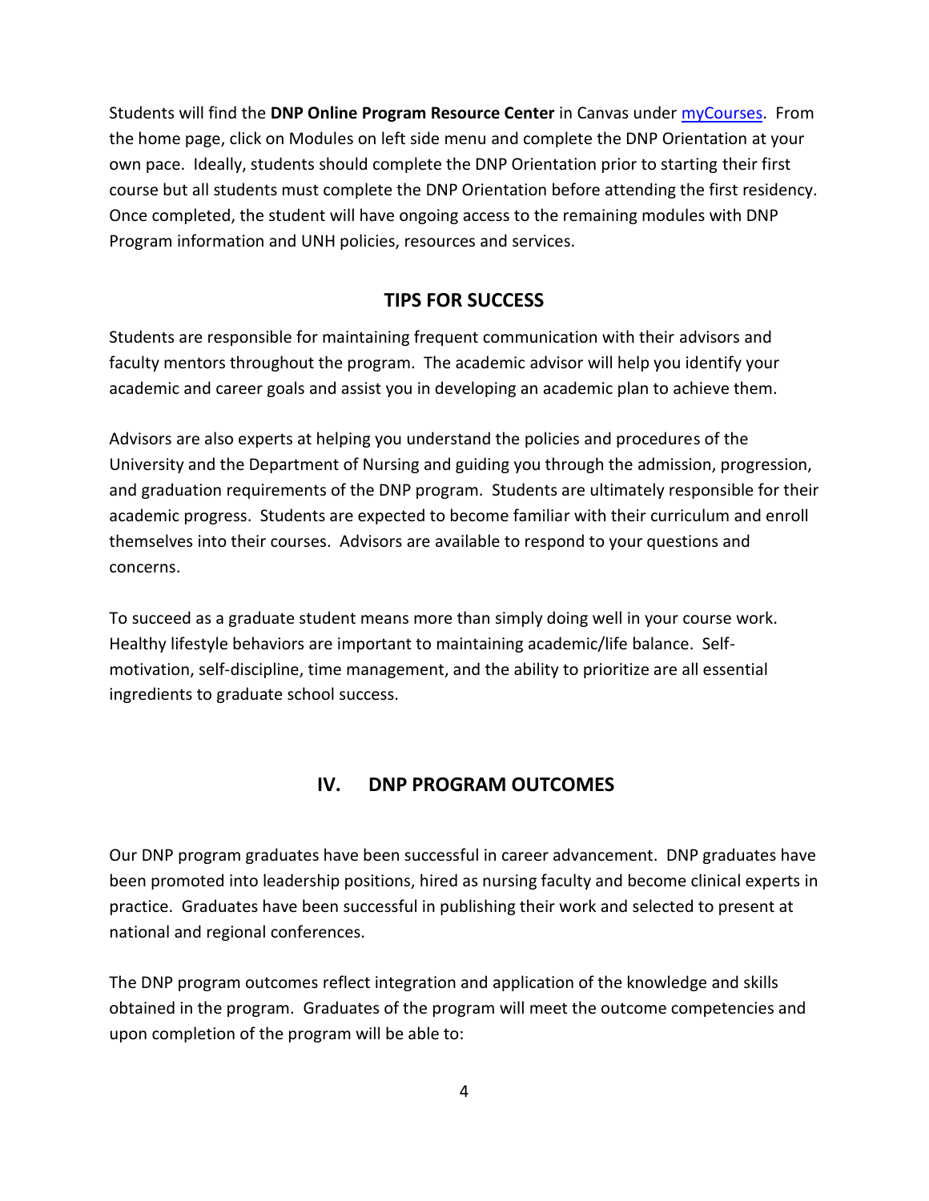Students will find the **DNP Online Program Resource Center** in Canvas under [myCourses](). From the home page, click on Modules on left side menu and complete the DNP Orientation at your own pace. Ideally, students should complete the DNP Orientation prior to starting their first course but all students must complete the DNP Orientation before attending the first residency. Once completed, the student will have ongoing access to the remaining modules with DNP Program information and UNH policies, resources and services.

## TIPS FOR SUCCESS

Students are responsible for maintaining frequent communication with their advisors and faculty mentors throughout the program. The academic advisor will help you identify your academic and career goals and assist you in developing an academic plan to achieve them.

Advisors are also experts at helping you understand the policies and procedures of the University and the Department of Nursing and guiding you through the admission, progression, and graduation requirements of the DNP program. Students are ultimately responsible for their academic progress. Students are expected to become familiar with their curriculum and enroll themselves into their courses. Advisors are available to respond to your questions and concerns.

To succeed as a graduate student means more than simply doing well in your course work. Healthy lifestyle behaviors are important to maintaining academic/life balance. Self-motivation, self-discipline, time management, and the ability to prioritize are all essential ingredients to graduate school success.

# IV. DNP PROGRAM OUTCOMES

Our DNP program graduates have been successful in career advancement. DNP graduates have been promoted into leadership positions, hired as nursing faculty and become clinical experts in practice. Graduates have been successful in publishing their work and selected to present at national and regional conferences.

The DNP program outcomes reflect integration and application of the knowledge and skills obtained in the program. Graduates of the program will meet the outcome competencies and upon completion of the program will be able to: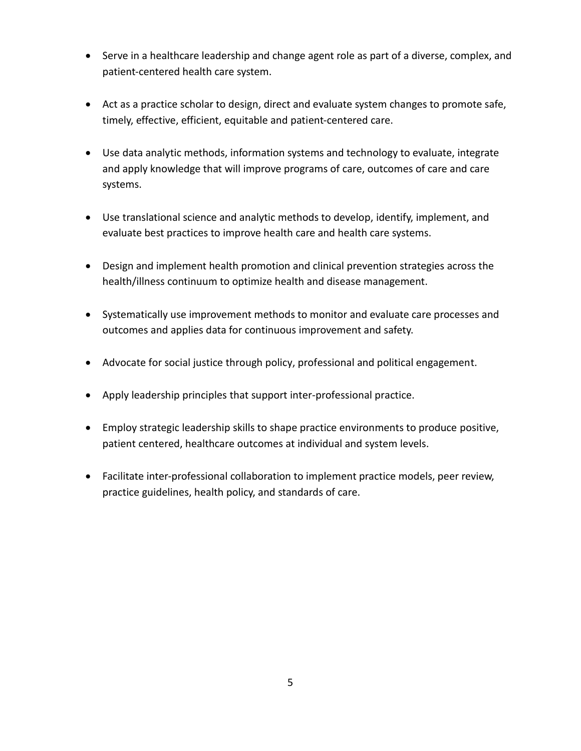- Serve in a healthcare leadership and change agent role as part of a diverse, complex, and patient-centered health care system.

- Act as a practice scholar to design, direct and evaluate system changes to promote safe, timely, effective, efficient, equitable and patient-centered care.

- Use data analytic methods, information systems and technology to evaluate, integrate and apply knowledge that will improve programs of care, outcomes of care and care systems.

- Use translational science and analytic methods to develop, identify, implement, and evaluate best practices to improve health care and health care systems.

- Design and implement health promotion and clinical prevention strategies across the health/illness continuum to optimize health and disease management.

- Systematically use improvement methods to monitor and evaluate care processes and outcomes and applies data for continuous improvement and safety.

- Advocate for social justice through policy, professional and political engagement.

- Apply leadership principles that support inter-professional practice.

- Employ strategic leadership skills to shape practice environments to produce positive, patient centered, healthcare outcomes at individual and system levels.

- Facilitate inter-professional collaboration to implement practice models, peer review, practice guidelines, health policy, and standards of care.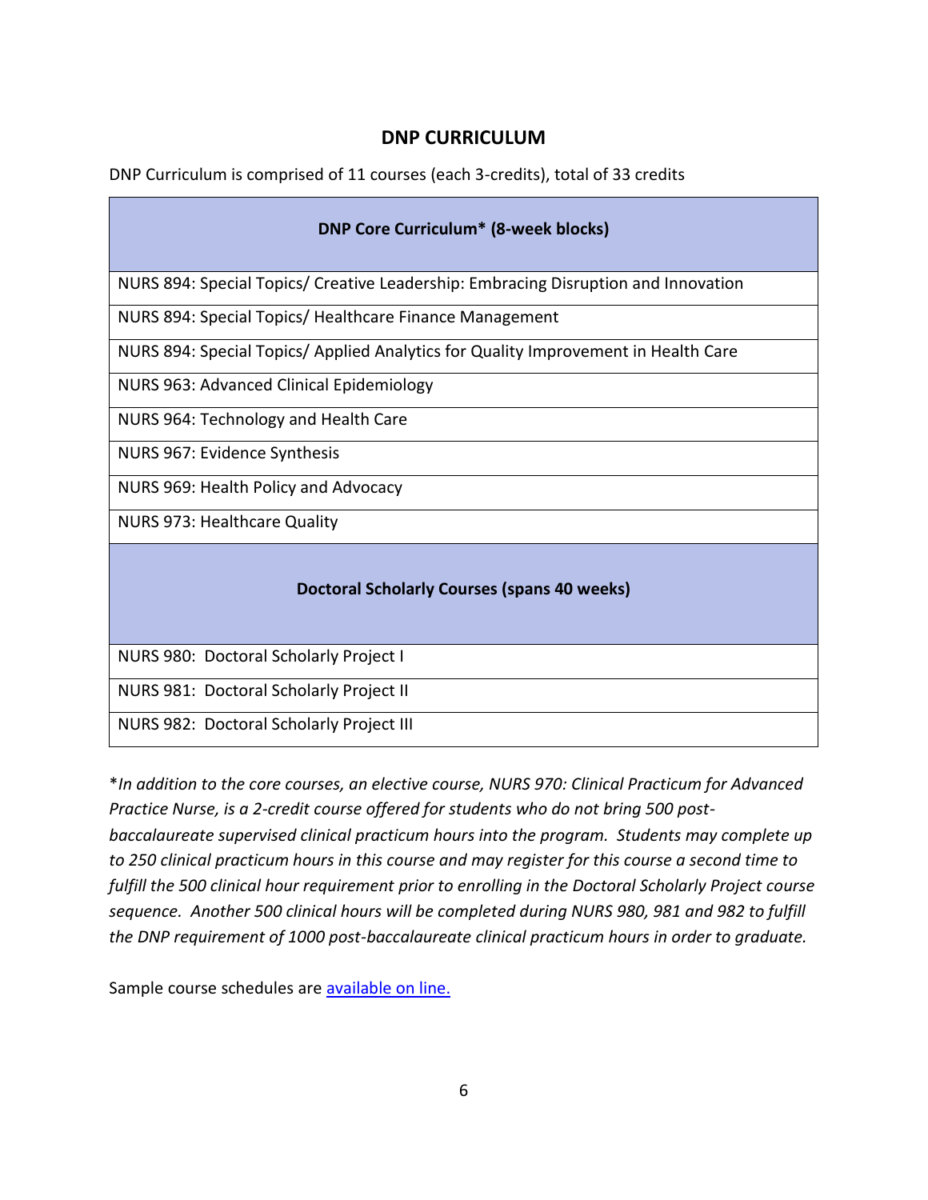## DNP CURRICULUM

DNP Curriculum is comprised of 11 courses (each 3-credits), total of 33 credits

| **DNP Core Curriculum* (8-week blocks)** |
|---|
| NURS 894: Special Topics/ Creative Leadership: Embracing Disruption and Innovation |
| NURS 894: Special Topics/ Healthcare Finance Management |
| NURS 894: Special Topics/ Applied Analytics for Quality Improvement in Health Care |
| NURS 963: Advanced Clinical Epidemiology |
| NURS 964: Technology and Health Care |
| NURS 967: Evidence Synthesis |
| NURS 969: Health Policy and Advocacy |
| NURS 973: Healthcare Quality |
| **Doctoral Scholarly Courses (spans 40 weeks)** |
| NURS 980: Doctoral Scholarly Project I |
| NURS 981: Doctoral Scholarly Project II |
| NURS 982: Doctoral Scholarly Project III |

**In addition to the core courses, an elective course, NURS 970: Clinical Practicum for Advanced Practice Nurse, is a 2-credit course offered for students who do not bring 500 post-baccalaureate supervised clinical practicum hours into the program. Students may complete up to 250 clinical practicum hours in this course and may register for this course a second time to fulfill the 500 clinical hour requirement prior to enrolling in the Doctoral Scholarly Project course sequence. Another 500 clinical hours will be completed during NURS 980, 981 and 982 to fulfill the DNP requirement of 1000 post-baccalaureate clinical practicum hours in order to graduate.*

Sample course schedules are available on line.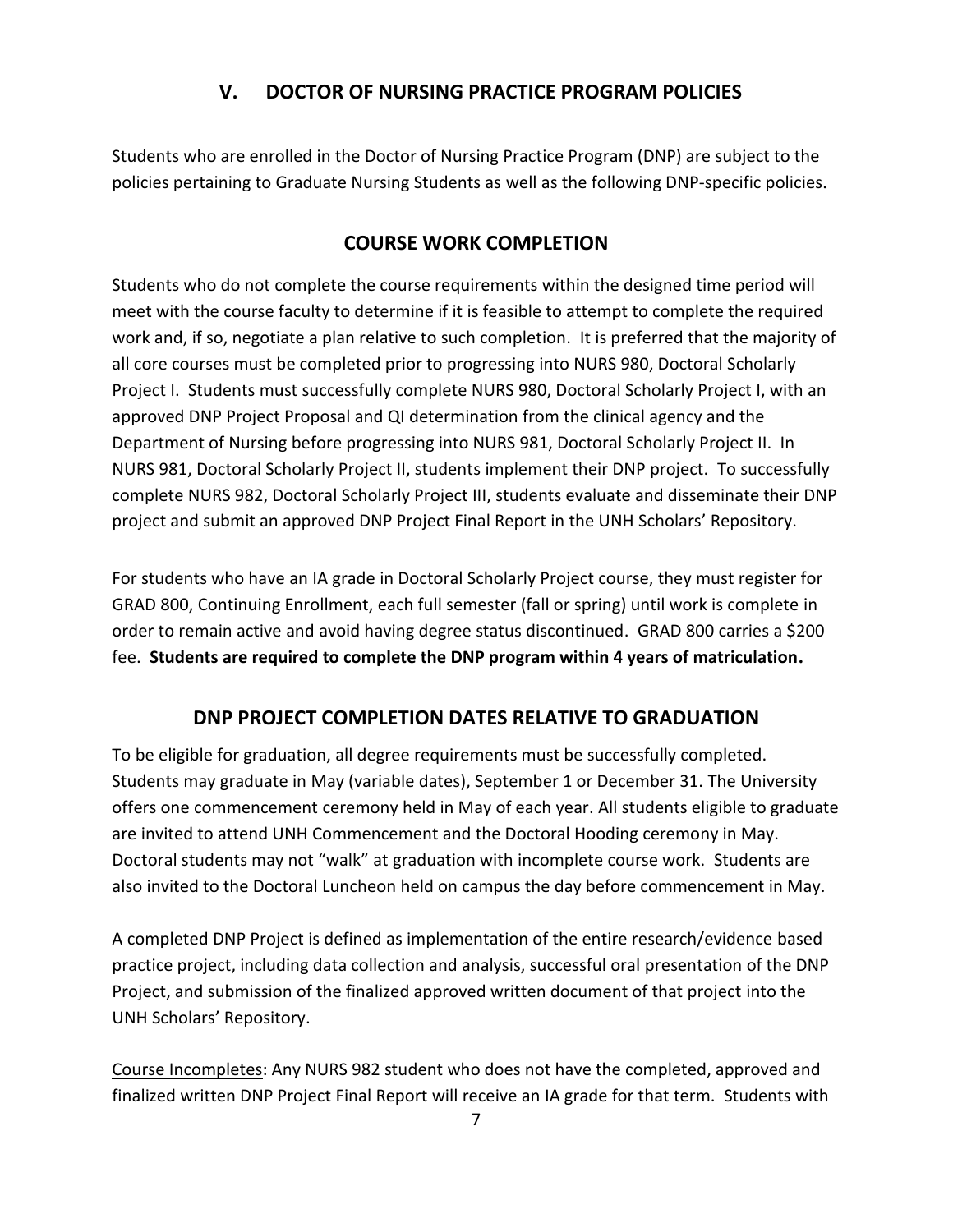## V. DOCTOR OF NURSING PRACTICE PROGRAM POLICIES

Students who are enrolled in the Doctor of Nursing Practice Program (DNP) are subject to the policies pertaining to Graduate Nursing Students as well as the following DNP-specific policies.

### COURSE WORK COMPLETION

Students who do not complete the course requirements within the designed time period will meet with the course faculty to determine if it is feasible to attempt to complete the required work and, if so, negotiate a plan relative to such completion. It is preferred that the majority of all core courses must be completed prior to progressing into NURS 980, Doctoral Scholarly Project I. Students must successfully complete NURS 980, Doctoral Scholarly Project I, with an approved DNP Project Proposal and QI determination from the clinical agency and the Department of Nursing before progressing into NURS 981, Doctoral Scholarly Project II. In NURS 981, Doctoral Scholarly Project II, students implement their DNP project. To successfully complete NURS 982, Doctoral Scholarly Project III, students evaluate and disseminate their DNP project and submit an approved DNP Project Final Report in the UNH Scholars' Repository.

For students who have an IA grade in Doctoral Scholarly Project course, they must register for GRAD 800, Continuing Enrollment, each full semester (fall or spring) until work is complete in order to remain active and avoid having degree status discontinued. GRAD 800 carries a $200 fee. **Students are required to complete the DNP program within 4 years of matriculation.**

### DNP PROJECT COMPLETION DATES RELATIVE TO GRADUATION

To be eligible for graduation, all degree requirements must be successfully completed. Students may graduate in May (variable dates), September 1 or December 31. The University offers one commencement ceremony held in May of each year. All students eligible to graduate are invited to attend UNH Commencement and the Doctoral Hooding ceremony in May. Doctoral students may not "walk" at graduation with incomplete course work. Students are also invited to the Doctoral Luncheon held on campus the day before commencement in May.

A completed DNP Project is defined as implementation of the entire research/evidence based practice project, including data collection and analysis, successful oral presentation of the DNP Project, and submission of the finalized approved written document of that project into the UNH Scholars' Repository.

<u>Course Incompletes</u>: Any NURS 982 student who does not have the completed, approved and finalized written DNP Project Final Report will receive an IA grade for that term. Students with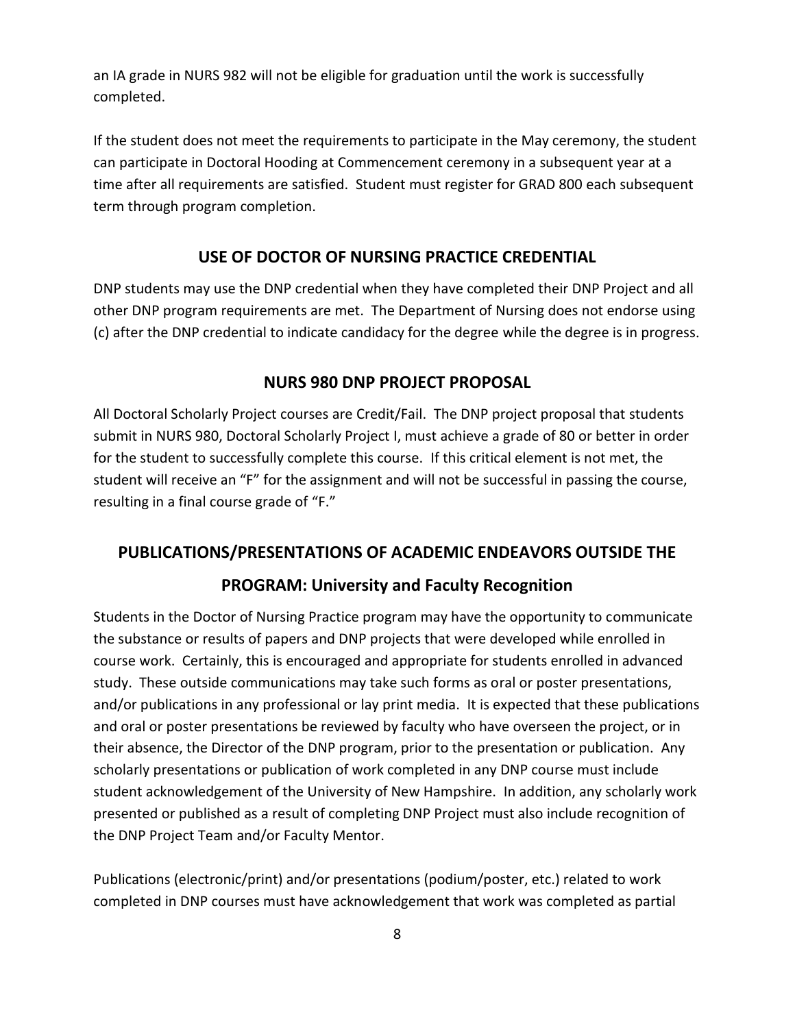an IA grade in NURS 982 will not be eligible for graduation until the work is successfully completed.

If the student does not meet the requirements to participate in the May ceremony, the student can participate in Doctoral Hooding at Commencement ceremony in a subsequent year at a time after all requirements are satisfied. Student must register for GRAD 800 each subsequent term through program completion.

## USE OF DOCTOR OF NURSING PRACTICE CREDENTIAL

DNP students may use the DNP credential when they have completed their DNP Project and all other DNP program requirements are met. The Department of Nursing does not endorse using (c) after the DNP credential to indicate candidacy for the degree while the degree is in progress.

## NURS 980 DNP PROJECT PROPOSAL

All Doctoral Scholarly Project courses are Credit/Fail. The DNP project proposal that students submit in NURS 980, Doctoral Scholarly Project I, must achieve a grade of 80 or better in order for the student to successfully complete this course. If this critical element is not met, the student will receive an "F" for the assignment and will not be successful in passing the course, resulting in a final course grade of "F."

## PUBLICATIONS/PRESENTATIONS OF ACADEMIC ENDEAVORS OUTSIDE THE PROGRAM: University and Faculty Recognition

Students in the Doctor of Nursing Practice program may have the opportunity to communicate the substance or results of papers and DNP projects that were developed while enrolled in course work. Certainly, this is encouraged and appropriate for students enrolled in advanced study. These outside communications may take such forms as oral or poster presentations, and/or publications in any professional or lay print media. It is expected that these publications and oral or poster presentations be reviewed by faculty who have overseen the project, or in their absence, the Director of the DNP program, prior to the presentation or publication. Any scholarly presentations or publication of work completed in any DNP course must include student acknowledgement of the University of New Hampshire. In addition, any scholarly work presented or published as a result of completing DNP Project must also include recognition of the DNP Project Team and/or Faculty Mentor.

Publications (electronic/print) and/or presentations (podium/poster, etc.) related to work completed in DNP courses must have acknowledgement that work was completed as partial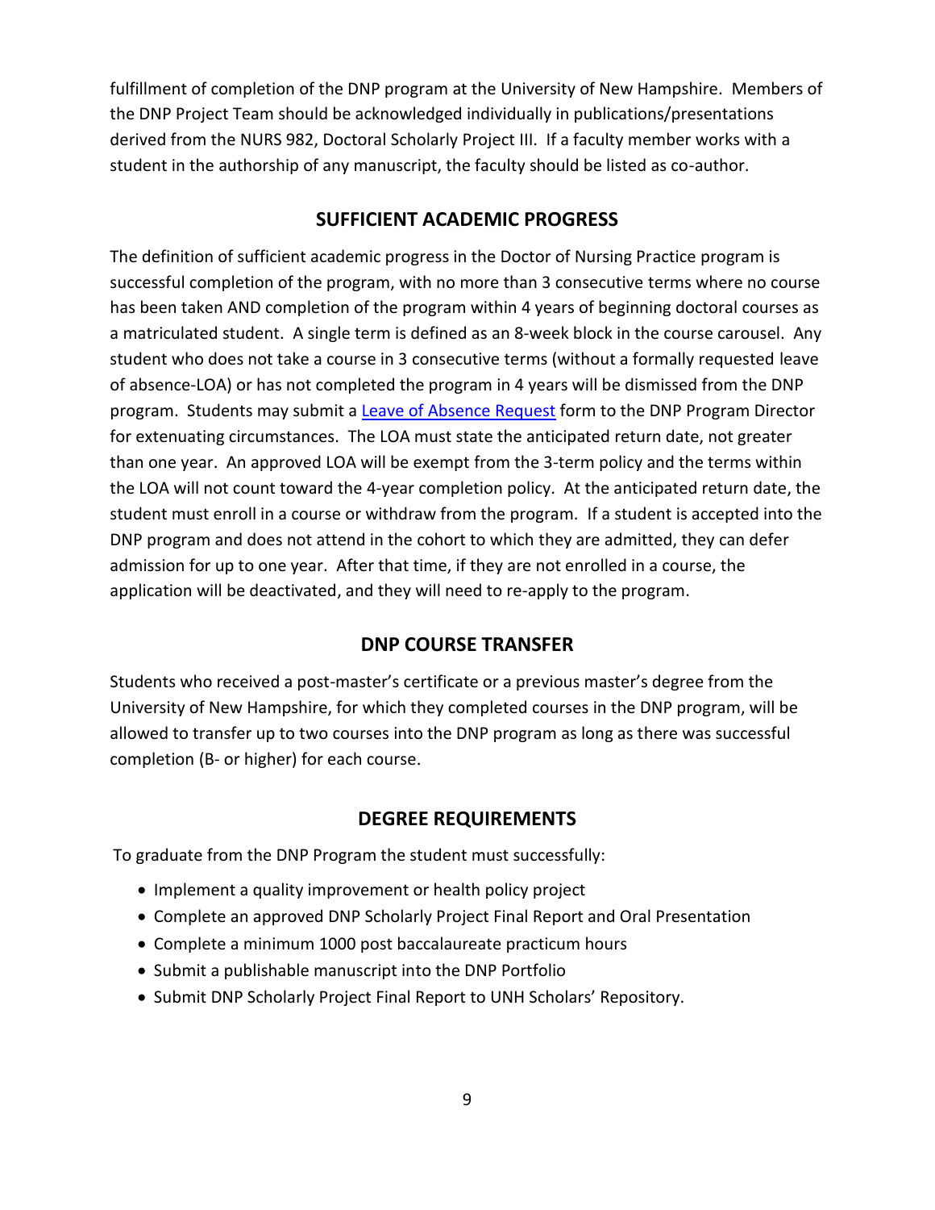fulfillment of completion of the DNP program at the University of New Hampshire. Members of the DNP Project Team should be acknowledged individually in publications/presentations derived from the NURS 982, Doctoral Scholarly Project III. If a faculty member works with a student in the authorship of any manuscript, the faculty should be listed as co-author.

## SUFFICIENT ACADEMIC PROGRESS

The definition of sufficient academic progress in the Doctor of Nursing Practice program is successful completion of the program, with no more than 3 consecutive terms where no course has been taken AND completion of the program within 4 years of beginning doctoral courses as a matriculated student. A single term is defined as an 8-week block in the course carousel. Any student who does not take a course in 3 consecutive terms (without a formally requested leave of absence-LOA) or has not completed the program in 4 years will be dismissed from the DNP program. Students may submit a [Leave of Absence Request] form to the DNP Program Director for extenuating circumstances. The LOA must state the anticipated return date, not greater than one year. An approved LOA will be exempt from the 3-term policy and the terms within the LOA will not count toward the 4-year completion policy. At the anticipated return date, the student must enroll in a course or withdraw from the program. If a student is accepted into the DNP program and does not attend in the cohort to which they are admitted, they can defer admission for up to one year. After that time, if they are not enrolled in a course, the application will be deactivated, and they will need to re-apply to the program.

## DNP COURSE TRANSFER

Students who received a post-master's certificate or a previous master's degree from the University of New Hampshire, for which they completed courses in the DNP program, will be allowed to transfer up to two courses into the DNP program as long as there was successful completion (B- or higher) for each course.

## DEGREE REQUIREMENTS

To graduate from the DNP Program the student must successfully:

- Implement a quality improvement or health policy project
- Complete an approved DNP Scholarly Project Final Report and Oral Presentation
- Complete a minimum 1000 post baccalaureate practicum hours
- Submit a publishable manuscript into the DNP Portfolio
- Submit DNP Scholarly Project Final Report to UNH Scholars' Repository.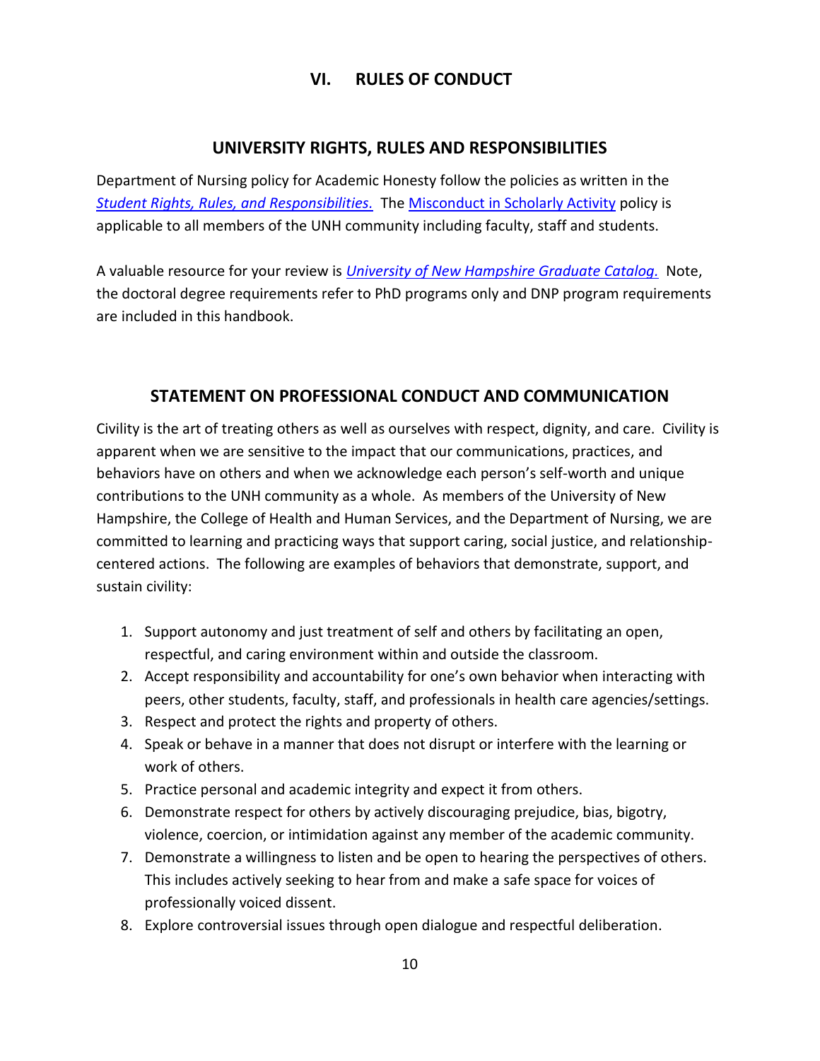# VI. RULES OF CONDUCT

## UNIVERSITY RIGHTS, RULES AND RESPONSIBILITIES

Department of Nursing policy for Academic Honesty follow the policies as written in the *Student Rights, Rules, and Responsibilities.* The Misconduct in Scholarly Activity policy is applicable to all members of the UNH community including faculty, staff and students.

A valuable resource for your review is *University of New Hampshire Graduate Catalog.* Note, the doctoral degree requirements refer to PhD programs only and DNP program requirements are included in this handbook.

## STATEMENT ON PROFESSIONAL CONDUCT AND COMMUNICATION

Civility is the art of treating others as well as ourselves with respect, dignity, and care. Civility is apparent when we are sensitive to the impact that our communications, practices, and behaviors have on others and when we acknowledge each person's self-worth and unique contributions to the UNH community as a whole. As members of the University of New Hampshire, the College of Health and Human Services, and the Department of Nursing, we are committed to learning and practicing ways that support caring, social justice, and relationship-centered actions. The following are examples of behaviors that demonstrate, support, and sustain civility:

1. Support autonomy and just treatment of self and others by facilitating an open, respectful, and caring environment within and outside the classroom.
2. Accept responsibility and accountability for one's own behavior when interacting with peers, other students, faculty, staff, and professionals in health care agencies/settings.
3. Respect and protect the rights and property of others.
4. Speak or behave in a manner that does not disrupt or interfere with the learning or work of others.
5. Practice personal and academic integrity and expect it from others.
6. Demonstrate respect for others by actively discouraging prejudice, bias, bigotry, violence, coercion, or intimidation against any member of the academic community.
7. Demonstrate a willingness to listen and be open to hearing the perspectives of others. This includes actively seeking to hear from and make a safe space for voices of professionally voiced dissent.
8. Explore controversial issues through open dialogue and respectful deliberation.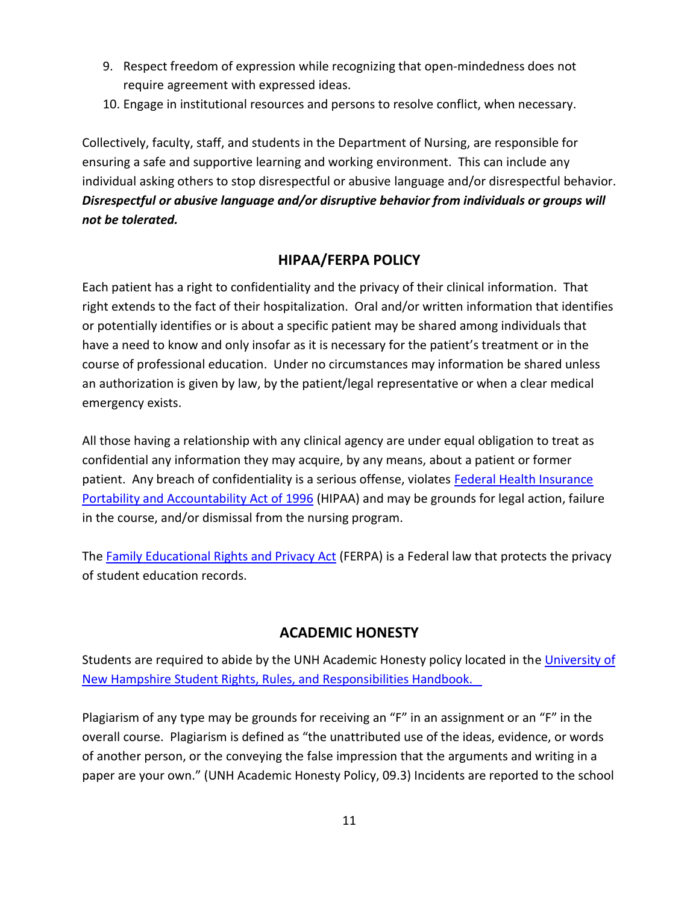9. Respect freedom of expression while recognizing that open-mindedness does not require agreement with expressed ideas.
10. Engage in institutional resources and persons to resolve conflict, when necessary.

Collectively, faculty, staff, and students in the Department of Nursing, are responsible for ensuring a safe and supportive learning and working environment. This can include any individual asking others to stop disrespectful or abusive language and/or disrespectful behavior. ***Disrespectful or abusive language and/or disruptive behavior from individuals or groups will not be tolerated.***

## HIPAA/FERPA POLICY

Each patient has a right to confidentiality and the privacy of their clinical information. That right extends to the fact of their hospitalization. Oral and/or written information that identifies or potentially identifies or is about a specific patient may be shared among individuals that have a need to know and only insofar as it is necessary for the patient's treatment or in the course of professional education. Under no circumstances may information be shared unless an authorization is given by law, by the patient/legal representative or when a clear medical emergency exists.

All those having a relationship with any clinical agency are under equal obligation to treat as confidential any information they may acquire, by any means, about a patient or former patient. Any breach of confidentiality is a serious offense, violates Federal Health Insurance Portability and Accountability Act of 1996 (HIPAA) and may be grounds for legal action, failure in the course, and/or dismissal from the nursing program.

The Family Educational Rights and Privacy Act (FERPA) is a Federal law that protects the privacy of student education records.

## ACADEMIC HONESTY

Students are required to abide by the UNH Academic Honesty policy located in the University of New Hampshire Student Rights, Rules, and Responsibilities Handbook.

Plagiarism of any type may be grounds for receiving an "F" in an assignment or an "F" in the overall course. Plagiarism is defined as "the unattributed use of the ideas, evidence, or words of another person, or the conveying the false impression that the arguments and writing in a paper are your own." (UNH Academic Honesty Policy, 09.3) Incidents are reported to the school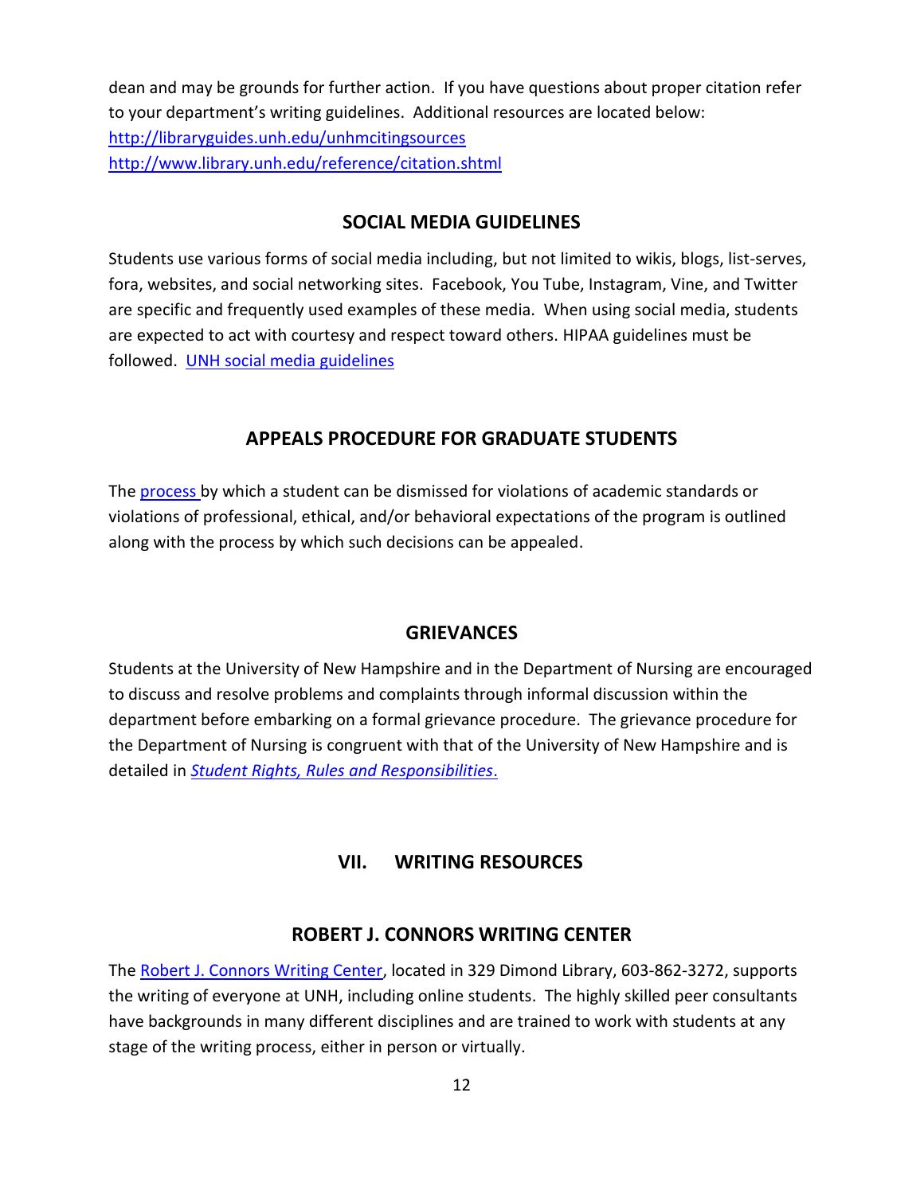dean and may be grounds for further action. If you have questions about proper citation refer to your department's writing guidelines. Additional resources are located below:
http://libraryguides.unh.edu/unhmcitingsources
http://www.library.unh.edu/reference/citation.shtml

## SOCIAL MEDIA GUIDELINES

Students use various forms of social media including, but not limited to wikis, blogs, list-serves, fora, websites, and social networking sites. Facebook, You Tube, Instagram, Vine, and Twitter are specific and frequently used examples of these media. When using social media, students are expected to act with courtesy and respect toward others. HIPAA guidelines must be followed. UNH social media guidelines

## APPEALS PROCEDURE FOR GRADUATE STUDENTS

The process by which a student can be dismissed for violations of academic standards or violations of professional, ethical, and/or behavioral expectations of the program is outlined along with the process by which such decisions can be appealed.

## GRIEVANCES

Students at the University of New Hampshire and in the Department of Nursing are encouraged to discuss and resolve problems and complaints through informal discussion within the department before embarking on a formal grievance procedure. The grievance procedure for the Department of Nursing is congruent with that of the University of New Hampshire and is detailed in *Student Rights, Rules and Responsibilities*.

# VII. WRITING RESOURCES

## ROBERT J. CONNORS WRITING CENTER

The Robert J. Connors Writing Center, located in 329 Dimond Library, 603-862-3272, supports the writing of everyone at UNH, including online students. The highly skilled peer consultants have backgrounds in many different disciplines and are trained to work with students at any stage of the writing process, either in person or virtually.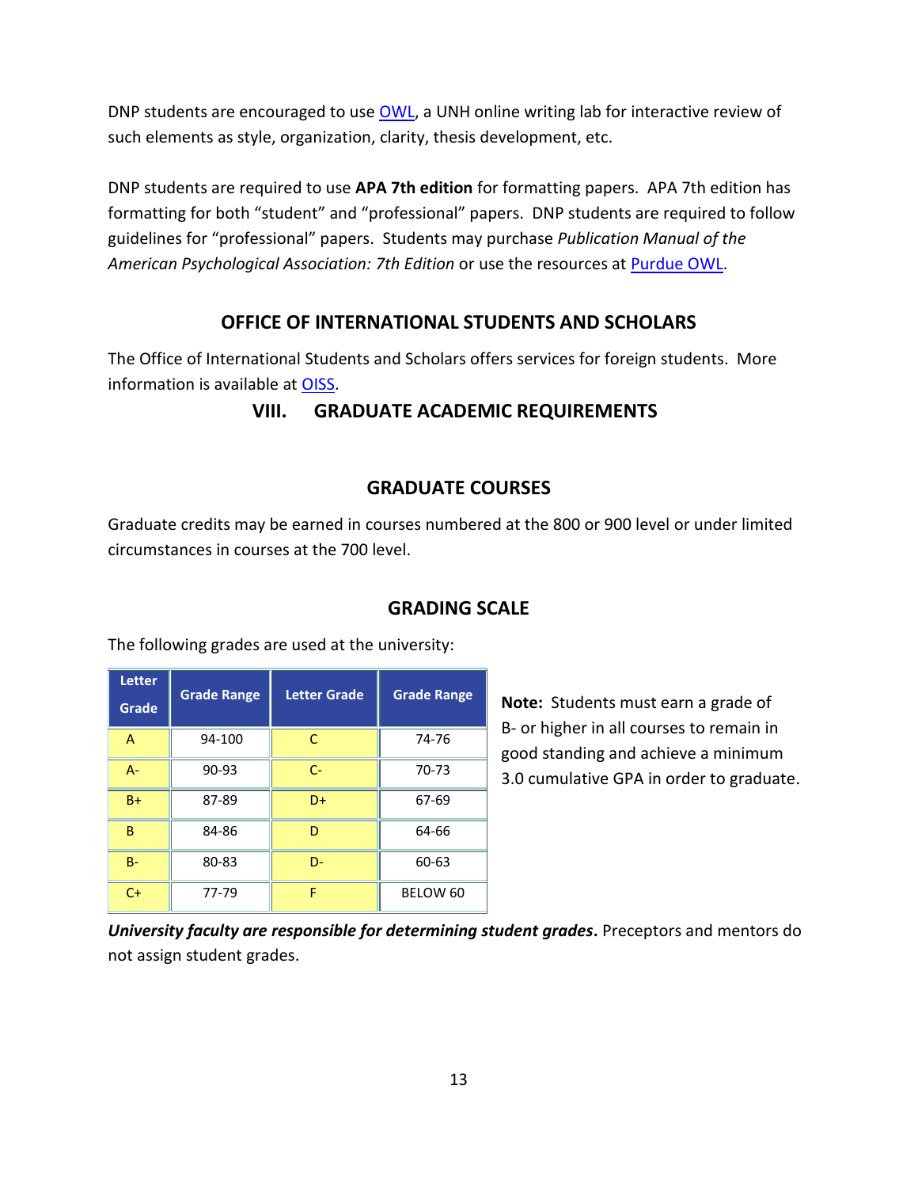DNP students are encouraged to use OWL, a UNH online writing lab for interactive review of such elements as style, organization, clarity, thesis development, etc.

DNP students are required to use **APA 7th edition** for formatting papers. APA 7th edition has formatting for both "student" and "professional" papers. DNP students are required to follow guidelines for "professional" papers. Students may purchase *Publication Manual of the American Psychological Association: 7th Edition* or use the resources at Purdue OWL.

## OFFICE OF INTERNATIONAL STUDENTS AND SCHOLARS

The Office of International Students and Scholars offers services for foreign students. More information is available at OISS.

# VIII. GRADUATE ACADEMIC REQUIREMENTS

## GRADUATE COURSES

Graduate credits may be earned in courses numbered at the 800 or 900 level or under limited circumstances in courses at the 700 level.

## GRADING SCALE

The following grades are used at the university:

| Letter Grade | Grade Range | Letter Grade | Grade Range |
|---|---|---|---|
| A | 94-100 | C | 74-76 |
| A- | 90-93 | C- | 70-73 |
| B+ | 87-89 | D+ | 67-69 |
| B | 84-86 | D | 64-66 |
| B- | 80-83 | D- | 60-63 |
| C+ | 77-79 | F | BELOW 60 |

**Note:** Students must earn a grade of B- or higher in all courses to remain in good standing and achieve a minimum 3.0 cumulative GPA in order to graduate.

***University faculty are responsible for determining student grades*.** Preceptors and mentors do not assign student grades.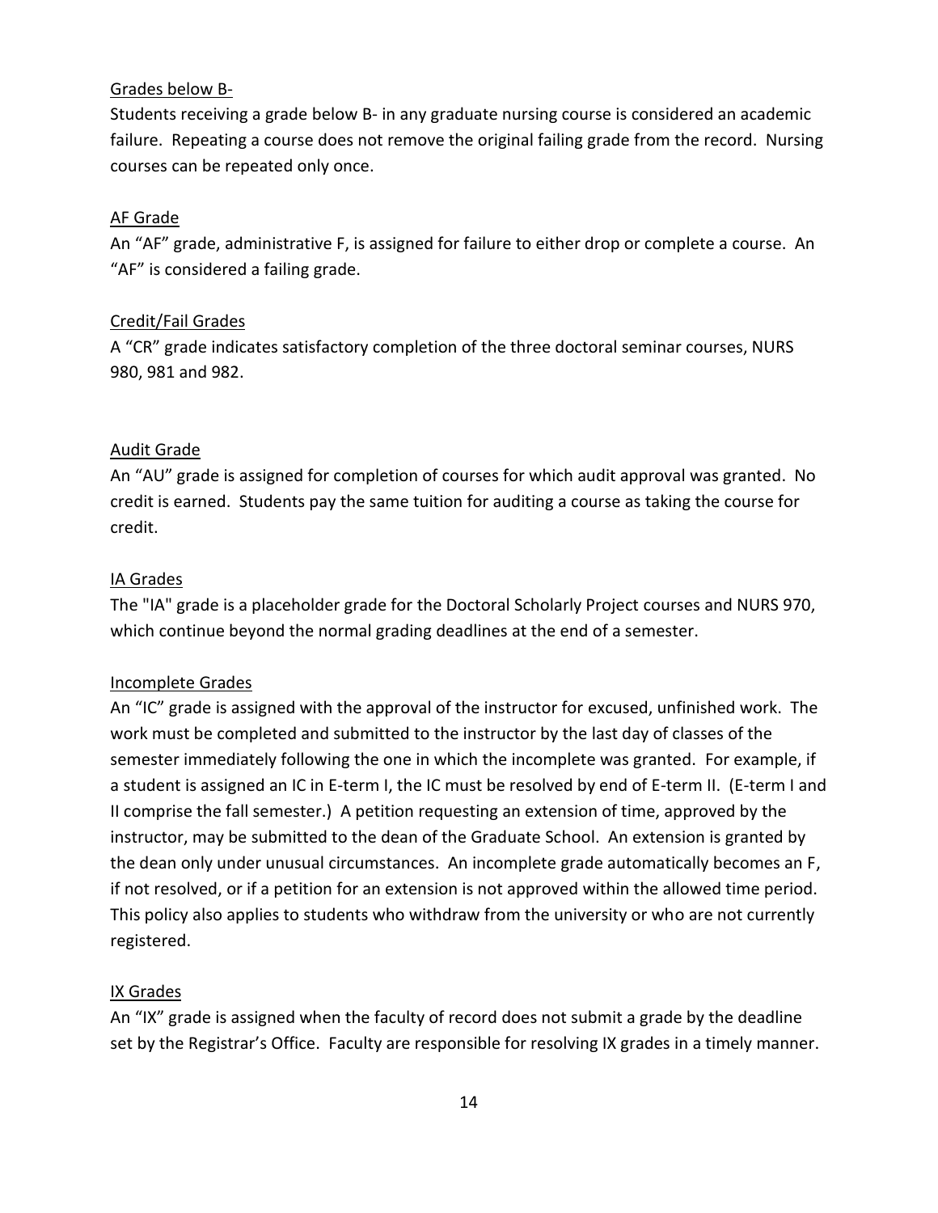Grades below B-

Students receiving a grade below B- in any graduate nursing course is considered an academic failure. Repeating a course does not remove the original failing grade from the record. Nursing courses can be repeated only once.

AF Grade

An "AF" grade, administrative F, is assigned for failure to either drop or complete a course. An "AF" is considered a failing grade.

Credit/Fail Grades

A "CR" grade indicates satisfactory completion of the three doctoral seminar courses, NURS 980, 981 and 982.

Audit Grade

An "AU" grade is assigned for completion of courses for which audit approval was granted. No credit is earned. Students pay the same tuition for auditing a course as taking the course for credit.

IA Grades

The "IA" grade is a placeholder grade for the Doctoral Scholarly Project courses and NURS 970, which continue beyond the normal grading deadlines at the end of a semester.

Incomplete Grades

An "IC" grade is assigned with the approval of the instructor for excused, unfinished work. The work must be completed and submitted to the instructor by the last day of classes of the semester immediately following the one in which the incomplete was granted. For example, if a student is assigned an IC in E-term I, the IC must be resolved by end of E-term II. (E-term I and II comprise the fall semester.) A petition requesting an extension of time, approved by the instructor, may be submitted to the dean of the Graduate School. An extension is granted by the dean only under unusual circumstances. An incomplete grade automatically becomes an F, if not resolved, or if a petition for an extension is not approved within the allowed time period. This policy also applies to students who withdraw from the university or who are not currently registered.

IX Grades

An "IX" grade is assigned when the faculty of record does not submit a grade by the deadline set by the Registrar's Office. Faculty are responsible for resolving IX grades in a timely manner.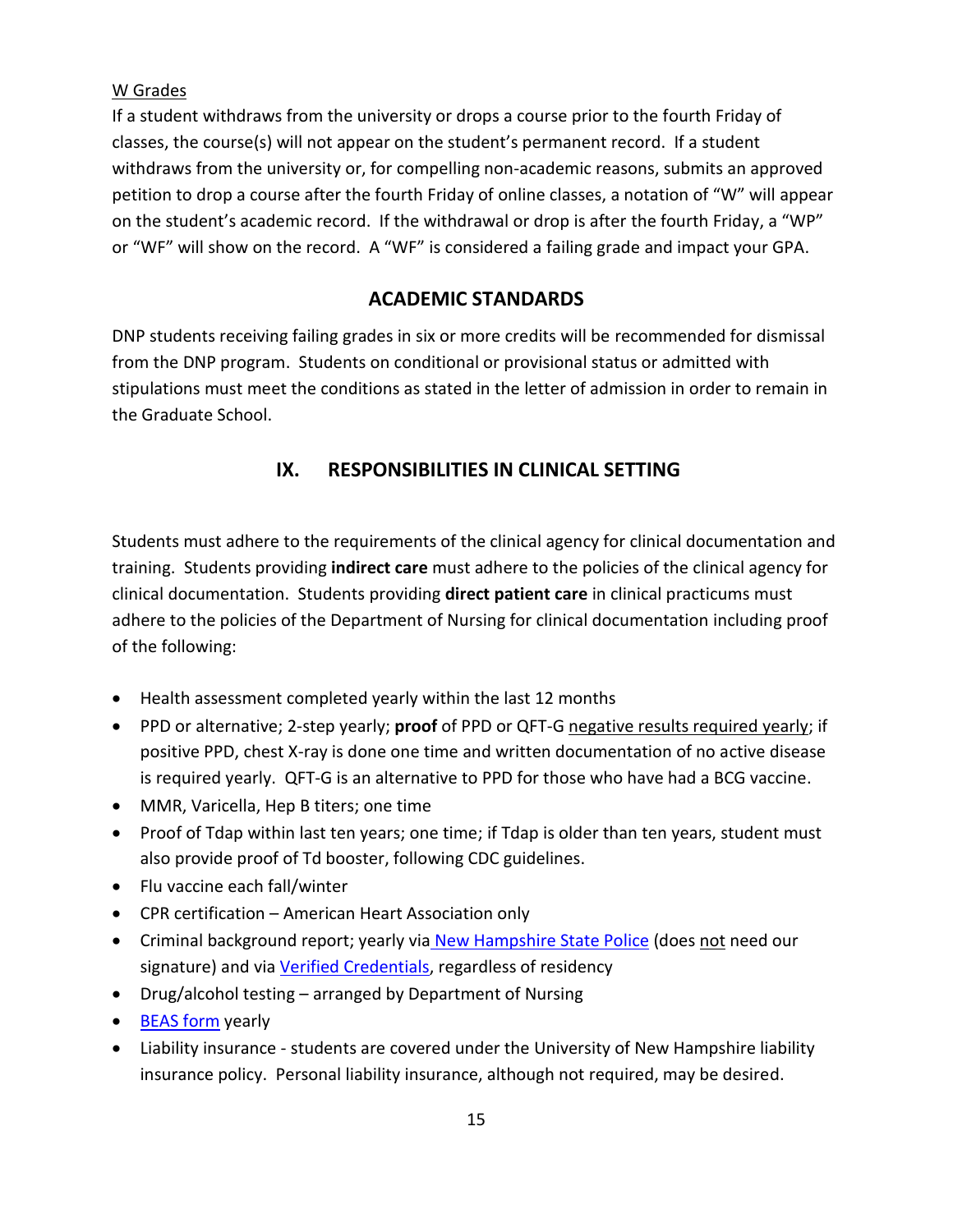<u>W Grades</u>
If a student withdraws from the university or drops a course prior to the fourth Friday of classes, the course(s) will not appear on the student's permanent record. If a student withdraws from the university or, for compelling non-academic reasons, submits an approved petition to drop a course after the fourth Friday of online classes, a notation of "W" will appear on the student's academic record. If the withdrawal or drop is after the fourth Friday, a "WP" or "WF" will show on the record. A "WF" is considered a failing grade and impact your GPA.

## ACADEMIC STANDARDS

DNP students receiving failing grades in six or more credits will be recommended for dismissal from the DNP program. Students on conditional or provisional status or admitted with stipulations must meet the conditions as stated in the letter of admission in order to remain in the Graduate School.

## IX. RESPONSIBILITIES IN CLINICAL SETTING

Students must adhere to the requirements of the clinical agency for clinical documentation and training. Students providing **indirect care** must adhere to the policies of the clinical agency for clinical documentation. Students providing **direct patient care** in clinical practicums must adhere to the policies of the Department of Nursing for clinical documentation including proof of the following:

- Health assessment completed yearly within the last 12 months
- PPD or alternative; 2-step yearly; **proof** of PPD or QFT-G <u>negative results required yearly</u>; if positive PPD, chest X-ray is done one time and written documentation of no active disease is required yearly. QFT-G is an alternative to PPD for those who have had a BCG vaccine.
- MMR, Varicella, Hep B titers; one time
- Proof of Tdap within last ten years; one time; if Tdap is older than ten years, student must also provide proof of Td booster, following CDC guidelines.
- Flu vaccine each fall/winter
- CPR certification – American Heart Association only
- Criminal background report; yearly via New Hampshire State Police (does <u>not</u> need our signature) and via Verified Credentials, regardless of residency
- Drug/alcohol testing – arranged by Department of Nursing
- BEAS form yearly
- Liability insurance - students are covered under the University of New Hampshire liability insurance policy. Personal liability insurance, although not required, may be desired.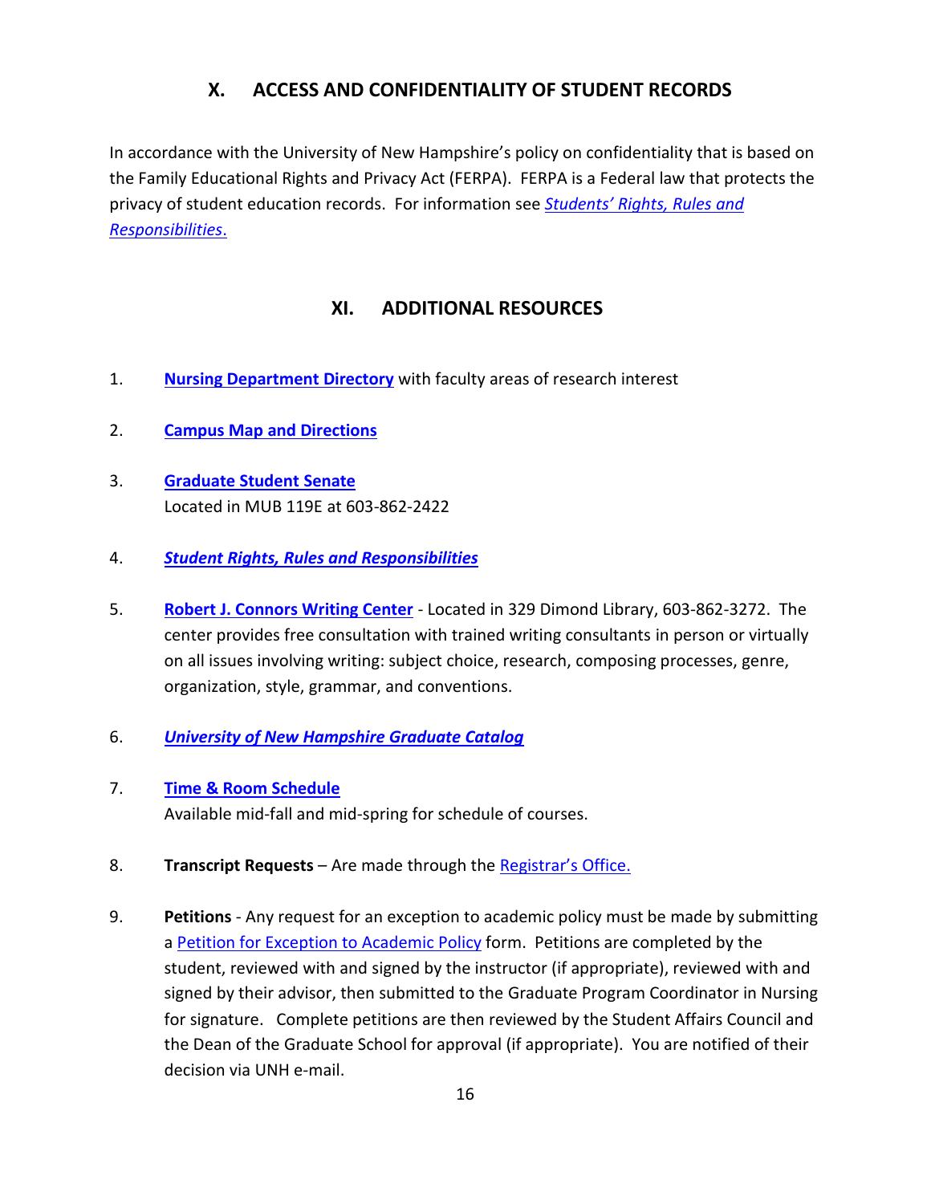## X. ACCESS AND CONFIDENTIALITY OF STUDENT RECORDS

In accordance with the University of New Hampshire's policy on confidentiality that is based on the Family Educational Rights and Privacy Act (FERPA). FERPA is a Federal law that protects the privacy of student education records. For information see *Students' Rights, Rules and Responsibilities*.

## XI. ADDITIONAL RESOURCES

1. **Nursing Department Directory** with faculty areas of research interest

2. **Campus Map and Directions**

3. **Graduate Student Senate**
   Located in MUB 119E at 603-862-2422

4. ***Student Rights, Rules and Responsibilities***

5. **Robert J. Connors Writing Center** - Located in 329 Dimond Library, 603-862-3272. The center provides free consultation with trained writing consultants in person or virtually on all issues involving writing: subject choice, research, composing processes, genre, organization, style, grammar, and conventions.

6. ***University of New Hampshire Graduate Catalog***

7. **Time & Room Schedule**
   Available mid-fall and mid-spring for schedule of courses.

8. **Transcript Requests** – Are made through the Registrar's Office.

9. **Petitions** - Any request for an exception to academic policy must be made by submitting a Petition for Exception to Academic Policy form. Petitions are completed by the student, reviewed with and signed by the instructor (if appropriate), reviewed with and signed by their advisor, then submitted to the Graduate Program Coordinator in Nursing for signature. Complete petitions are then reviewed by the Student Affairs Council and the Dean of the Graduate School for approval (if appropriate). You are notified of their decision via UNH e-mail.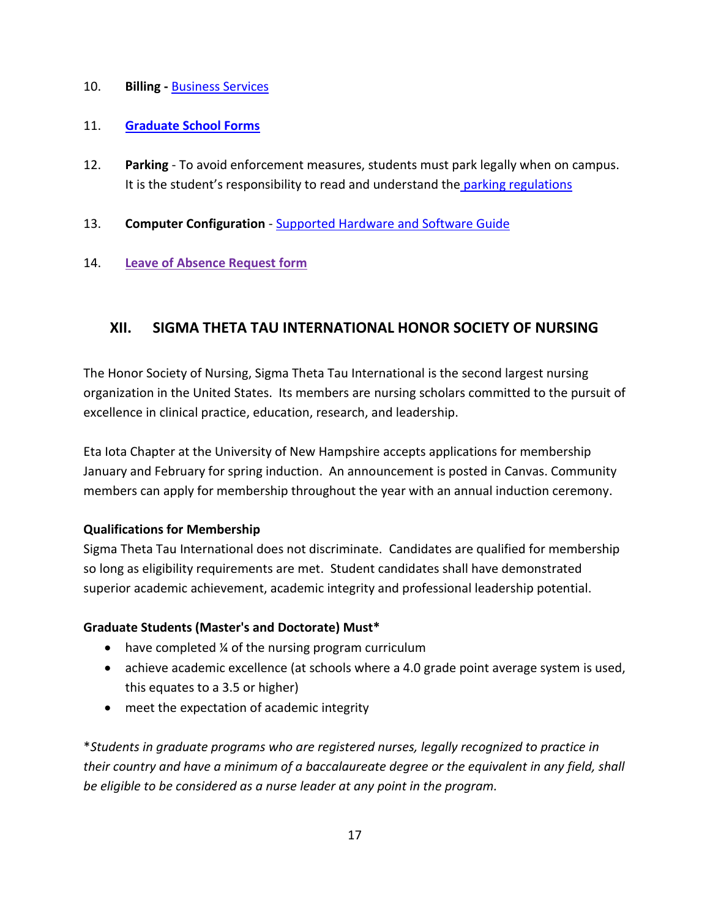10. **Billing -** Business Services

11. **Graduate School Forms**

12. **Parking** - To avoid enforcement measures, students must park legally when on campus. It is the student's responsibility to read and understand the parking regulations

13. **Computer Configuration** - Supported Hardware and Software Guide

14. **Leave of Absence Request form**

## XII. SIGMA THETA TAU INTERNATIONAL HONOR SOCIETY OF NURSING

The Honor Society of Nursing, Sigma Theta Tau International is the second largest nursing organization in the United States. Its members are nursing scholars committed to the pursuit of excellence in clinical practice, education, research, and leadership.

Eta Iota Chapter at the University of New Hampshire accepts applications for membership January and February for spring induction. An announcement is posted in Canvas. Community members can apply for membership throughout the year with an annual induction ceremony.

**Qualifications for Membership**

Sigma Theta Tau International does not discriminate. Candidates are qualified for membership so long as eligibility requirements are met. Student candidates shall have demonstrated superior academic achievement, academic integrity and professional leadership potential.

**Graduate Students (Master's and Doctorate) Must***

- have completed ¼ of the nursing program curriculum
- achieve academic excellence (at schools where a 4.0 grade point average system is used, this equates to a 3.5 or higher)
- meet the expectation of academic integrity

*\*Students in graduate programs who are registered nurses, legally recognized to practice in their country and have a minimum of a baccalaureate degree or the equivalent in any field, shall be eligible to be considered as a nurse leader at any point in the program.*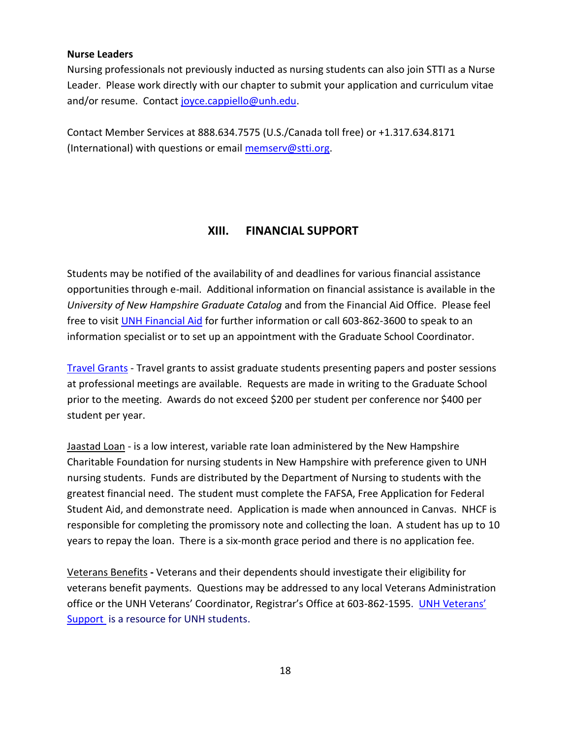**Nurse Leaders**

Nursing professionals not previously inducted as nursing students can also join STTI as a Nurse Leader. Please work directly with our chapter to submit your application and curriculum vitae and/or resume. Contact [joyce.cappiello@unh.edu](mailto:joyce.cappiello@unh.edu).

Contact Member Services at 888.634.7575 (U.S./Canada toll free) or +1.317.634.8171 (International) with questions or email [memserv@stti.org](mailto:memserv@stti.org).

## XIII. FINANCIAL SUPPORT

Students may be notified of the availability of and deadlines for various financial assistance opportunities through e-mail. Additional information on financial assistance is available in the *University of New Hampshire Graduate Catalog* and from the Financial Aid Office. Please feel free to visit UNH Financial Aid for further information or call 603-862-3600 to speak to an information specialist or to set up an appointment with the Graduate School Coordinator.

Travel Grants - Travel grants to assist graduate students presenting papers and poster sessions at professional meetings are available. Requests are made in writing to the Graduate School prior to the meeting. Awards do not exceed $200 per student per conference nor $400 per student per year.

Jaastad Loan - is a low interest, variable rate loan administered by the New Hampshire Charitable Foundation for nursing students in New Hampshire with preference given to UNH nursing students. Funds are distributed by the Department of Nursing to students with the greatest financial need. The student must complete the FAFSA, Free Application for Federal Student Aid, and demonstrate need. Application is made when announced in Canvas. NHCF is responsible for completing the promissory note and collecting the loan. A student has up to 10 years to repay the loan. There is a six-month grace period and there is no application fee.

Veterans Benefits **-** Veterans and their dependents should investigate their eligibility for veterans benefit payments. Questions may be addressed to any local Veterans Administration office or the UNH Veterans' Coordinator, Registrar's Office at 603-862-1595. UNH Veterans' Support is a resource for UNH students.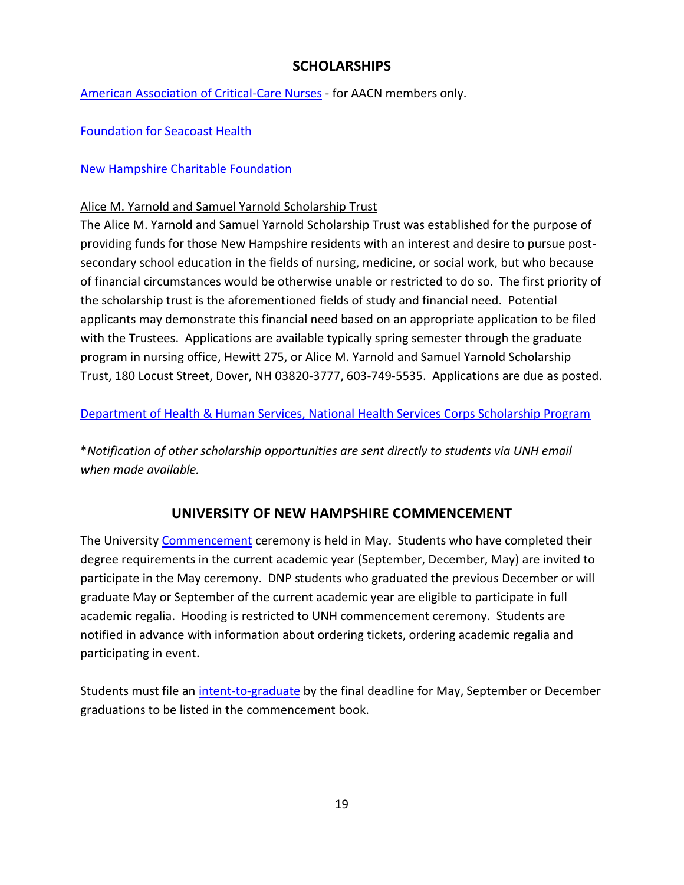## SCHOLARSHIPS

American Association of Critical-Care Nurses - for AACN members only.

Foundation for Seacoast Health

New Hampshire Charitable Foundation

Alice M. Yarnold and Samuel Yarnold Scholarship Trust

The Alice M. Yarnold and Samuel Yarnold Scholarship Trust was established for the purpose of providing funds for those New Hampshire residents with an interest and desire to pursue post-secondary school education in the fields of nursing, medicine, or social work, but who because of financial circumstances would be otherwise unable or restricted to do so. The first priority of the scholarship trust is the aforementioned fields of study and financial need. Potential applicants may demonstrate this financial need based on an appropriate application to be filed with the Trustees. Applications are available typically spring semester through the graduate program in nursing office, Hewitt 275, or Alice M. Yarnold and Samuel Yarnold Scholarship Trust, 180 Locust Street, Dover, NH 03820-3777, 603-749-5535. Applications are due as posted.

Department of Health & Human Services, National Health Services Corps Scholarship Program

**Notification of other scholarship opportunities are sent directly to students via UNH email when made available.*

## UNIVERSITY OF NEW HAMPSHIRE COMMENCEMENT

The University Commencement ceremony is held in May. Students who have completed their degree requirements in the current academic year (September, December, May) are invited to participate in the May ceremony. DNP students who graduated the previous December or will graduate May or September of the current academic year are eligible to participate in full academic regalia. Hooding is restricted to UNH commencement ceremony. Students are notified in advance with information about ordering tickets, ordering academic regalia and participating in event.

Students must file an intent-to-graduate by the final deadline for May, September or December graduations to be listed in the commencement book.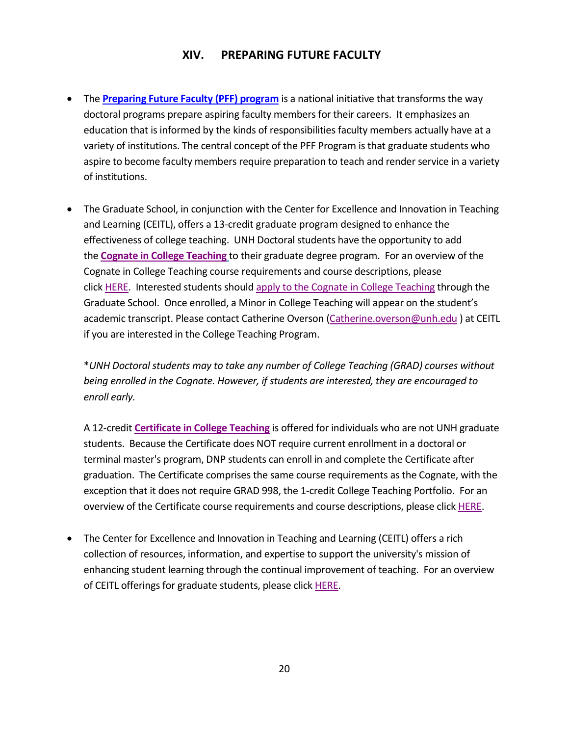## XIV. PREPARING FUTURE FACULTY

- The **Preparing Future Faculty (PFF) program** is a national initiative that transforms the way doctoral programs prepare aspiring faculty members for their careers. It emphasizes an education that is informed by the kinds of responsibilities faculty members actually have at a variety of institutions. The central concept of the PFF Program is that graduate students who aspire to become faculty members require preparation to teach and render service in a variety of institutions.

- The Graduate School, in conjunction with the Center for Excellence and Innovation in Teaching and Learning (CEITL), offers a 13-credit graduate program designed to enhance the effectiveness of college teaching. UNH Doctoral students have the opportunity to add the **Cognate in College Teaching** to their graduate degree program. For an overview of the Cognate in College Teaching course requirements and course descriptions, please click HERE. Interested students should apply to the Cognate in College Teaching through the Graduate School. Once enrolled, a Minor in College Teaching will appear on the student's academic transcript. Please contact Catherine Overson (Catherine.overson@unh.edu ) at CEITL if you are interested in the College Teaching Program.

  *\*UNH Doctoral students may to take any number of College Teaching (GRAD) courses without being enrolled in the Cognate. However, if students are interested, they are encouraged to enroll early.*

  A 12-credit **Certificate in College Teaching** is offered for individuals who are not UNH graduate students. Because the Certificate does NOT require current enrollment in a doctoral or terminal master's program, DNP students can enroll in and complete the Certificate after graduation. The Certificate comprises the same course requirements as the Cognate, with the exception that it does not require GRAD 998, the 1-credit College Teaching Portfolio. For an overview of the Certificate course requirements and course descriptions, please click HERE.

- The Center for Excellence and Innovation in Teaching and Learning (CEITL) offers a rich collection of resources, information, and expertise to support the university's mission of enhancing student learning through the continual improvement of teaching. For an overview of CEITL offerings for graduate students, please click HERE.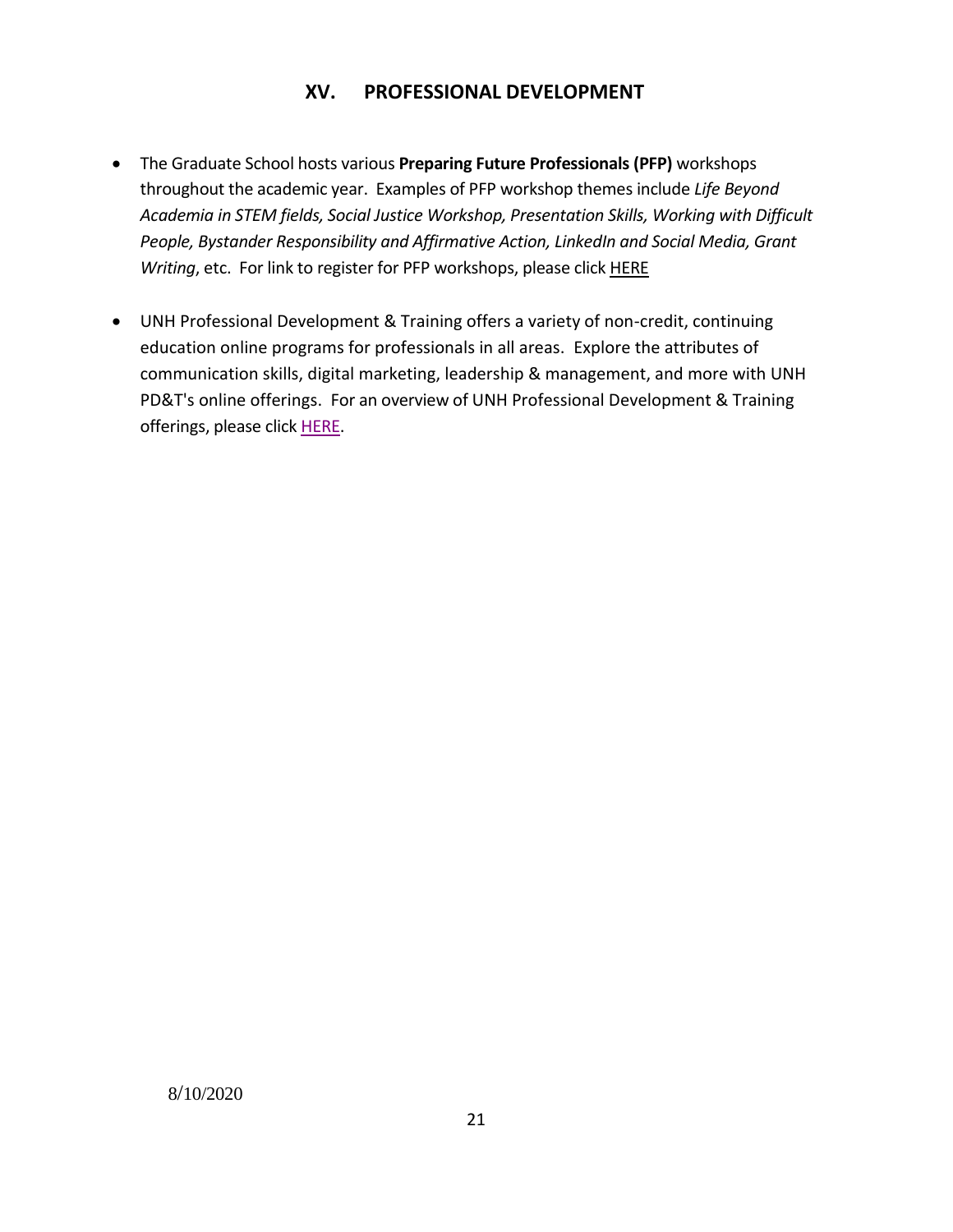## XV. PROFESSIONAL DEVELOPMENT

- The Graduate School hosts various **Preparing Future Professionals (PFP)** workshops throughout the academic year. Examples of PFP workshop themes include *Life Beyond Academia in STEM fields, Social Justice Workshop, Presentation Skills, Working with Difficult People, Bystander Responsibility and Affirmative Action, LinkedIn and Social Media, Grant Writing*, etc. For link to register for PFP workshops, please click HERE

- UNH Professional Development & Training offers a variety of non-credit, continuing education online programs for professionals in all areas. Explore the attributes of communication skills, digital marketing, leadership & management, and more with UNH PD&T's online offerings. For an overview of UNH Professional Development & Training offerings, please click HERE.

8/10/2020